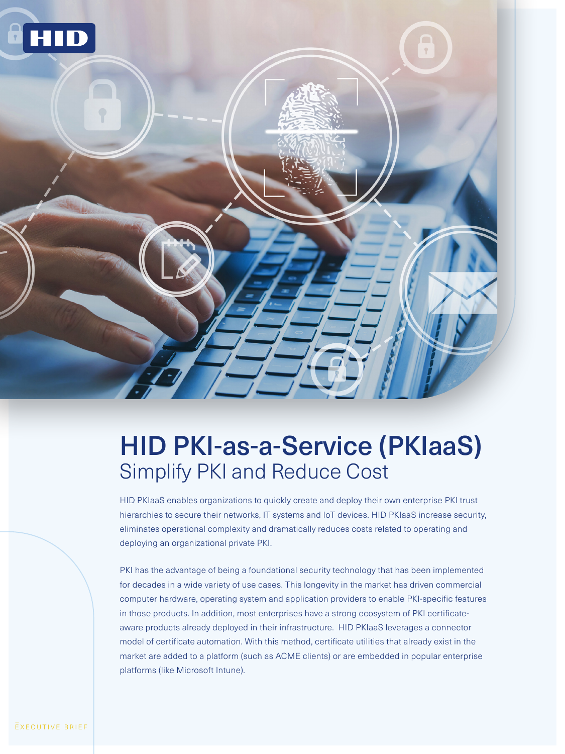# HID PKI-as-a-Service (PKIaaS)

## Simplify PKI and Reduce Cost

HID PKIaaS enables organizations to quickly create and deploy their own enterprise PKI trust hierarchies to secure their networks, IT systems and IoT devices. HID PKIaaS increase security, eliminates operational complexity and dramatically reduces costs related to operating and deploying an organizational private PKI.

PKI has the advantage of being a foundational security technology that has been implemented for decades in a wide variety of use cases. This longevity in the market has driven commercial computer hardware, operating system and application providers to enable PKI-specific features in those products. In addition, most enterprises have a strong ecosystem of PKI certificate-aware products already deployed in their infrastructure. HID PKIaaS leverages a connector model of certificate automation. With this method, certificate utilities that already exist in the market are added to a platform (such as ACME clients) or are embedded in popular enterprise platforms (like Microsoft Intune).

EXECUTIVE BRIEF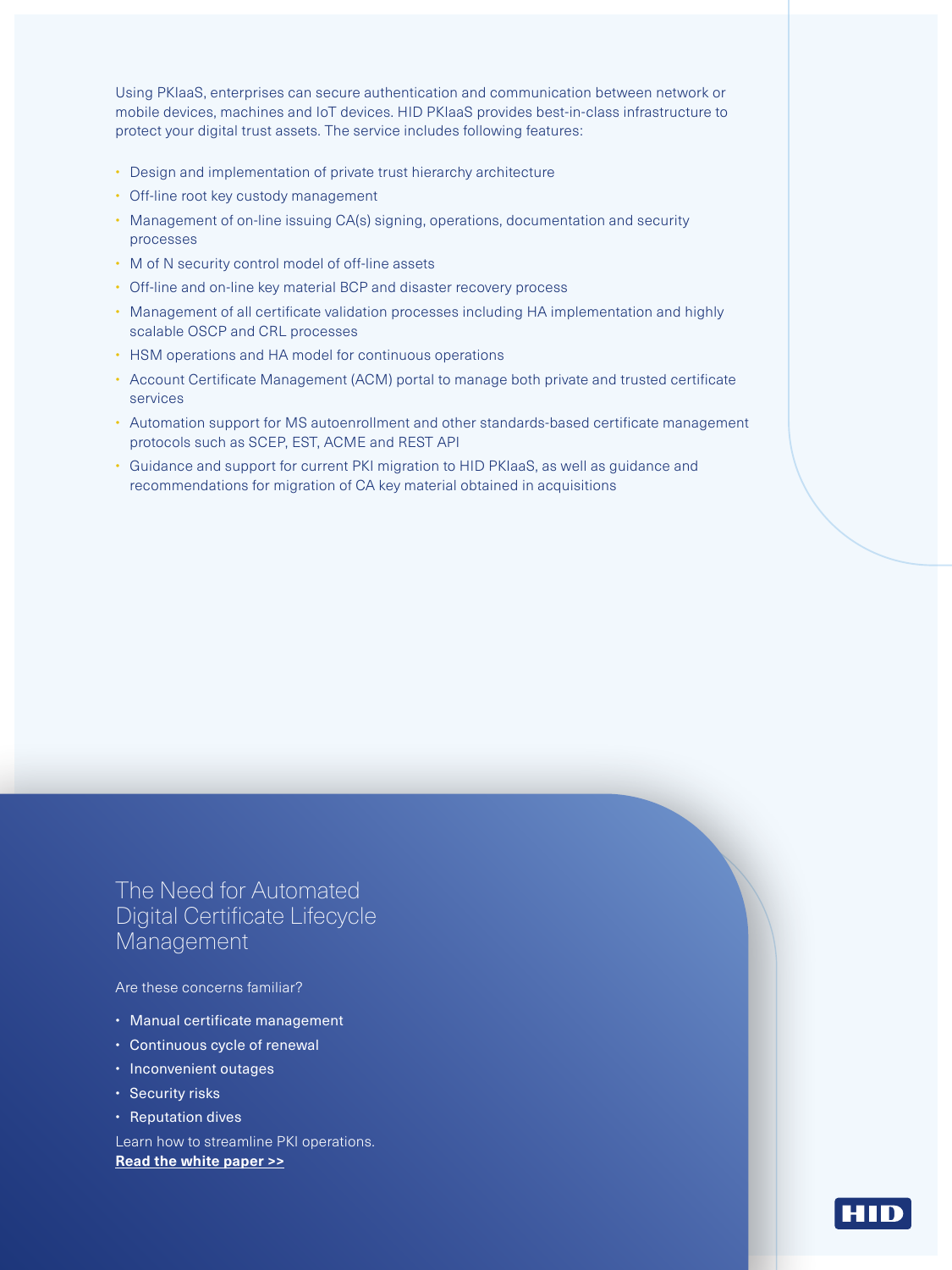Using PKIaaS, enterprises can secure authentication and communication between network or mobile devices, machines and IoT devices. HID PKIaaS provides best-in-class infrastructure to protect your digital trust assets. The service includes following features:

- Design and implementation of private trust hierarchy architecture
- Off-line root key custody management
- Management of on-line issuing CA(s) signing, operations, documentation and security processes
- M of N security control model of off-line assets
- Off-line and on-line key material BCP and disaster recovery process
- Management of all certificate validation processes including HA implementation and highly scalable OSCP and CRL processes
- HSM operations and HA model for continuous operations
- Account Certificate Management (ACM) portal to manage both private and trusted certificate services
- Automation support for MS autoenrollment and other standards-based certificate management protocols such as SCEP, EST, ACME and REST API
- Guidance and support for current PKI migration to HID PKIaaS, as well as guidance and recommendations for migration of CA key material obtained in acquisitions

## The Need for Automated Digital Certificate Lifecycle Management

Are these concerns familiar?

- Manual certificate management
- Continuous cycle of renewal
- Inconvenient outages
- Security risks
- Reputation dives

Learn how to streamline PKI operations.
**Read the white paper >>**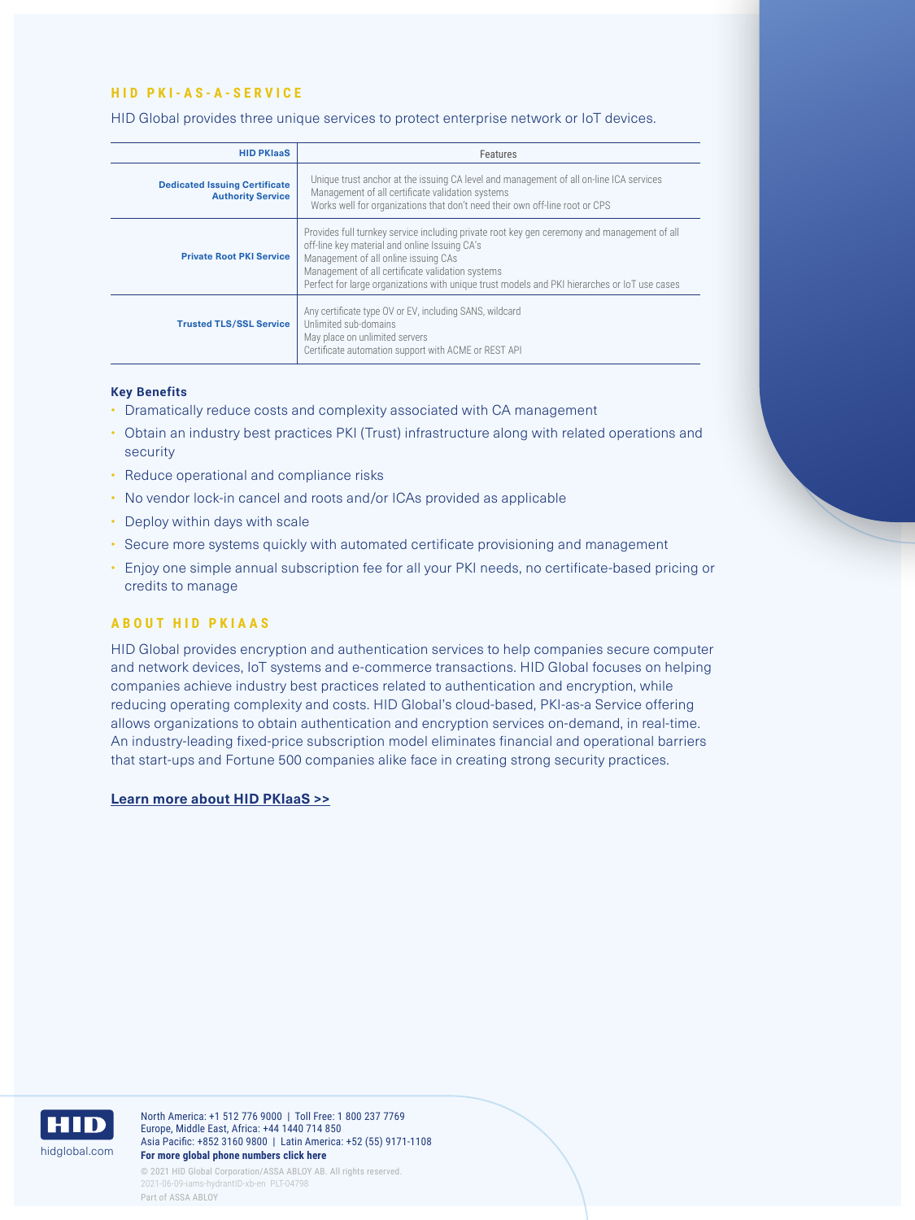## HID PKI-AS-A-SERVICE

HID Global provides three unique services to protect enterprise network or IoT devices.

| HID PKIaaS | Features |
|---|---|
| **Dedicated Issuing Certificate Authority Service** | Unique trust anchor at the issuing CA level and management of all on-line ICA services<br>Management of all certificate validation systems<br>Works well for organizations that don't need their own off-line root or CPS |
| **Private Root PKI Service** | Provides full turnkey service including private root key gen ceremony and management of all off-line key material and online Issuing CA's<br>Management of all online issuing CAs<br>Management of all certificate validation systems<br>Perfect for large organizations with unique trust models and PKI hierarchies or IoT use cases |
| **Trusted TLS/SSL Service** | Any certificate type OV or EV, including SANS, wildcard<br>Unlimited sub-domains<br>May place on unlimited servers<br>Certificate automation support with ACME or REST API |

**Key Benefits**

- Dramatically reduce costs and complexity associated with CA management
- Obtain an industry best practices PKI (Trust) infrastructure along with related operations and security
- Reduce operational and compliance risks
- No vendor lock-in cancel and roots and/or ICAs provided as applicable
- Deploy within days with scale
- Secure more systems quickly with automated certificate provisioning and management
- Enjoy one simple annual subscription fee for all your PKI needs, no certificate-based pricing or credits to manage

## ABOUT HID PKIAAS

HID Global provides encryption and authentication services to help companies secure computer and network devices, IoT systems and e-commerce transactions. HID Global focuses on helping companies achieve industry best practices related to authentication and encryption, while reducing operating complexity and costs. HID Global's cloud-based, PKI-as-a Service offering allows organizations to obtain authentication and encryption services on-demand, in real-time. An industry-leading fixed-price subscription model eliminates financial and operational barriers that start-ups and Fortune 500 companies alike face in creating strong security practices.

**Learn more about HID PKIaaS >>**

HID

hidglobal.com

North America: +1 512 776 9000 | Toll Free: 1 800 237 7769
Europe, Middle East, Africa: +44 1440 714 850
Asia Pacific: +852 3160 9800 | Latin America: +52 (55) 9171-1108
**For more global phone numbers click here**

© 2021 HID Global Corporation/ASSA ABLOY AB. All rights reserved.
2021-06-09-iams-hydrantID-xb-en PLT-04798
Part of ASSA ABLOY